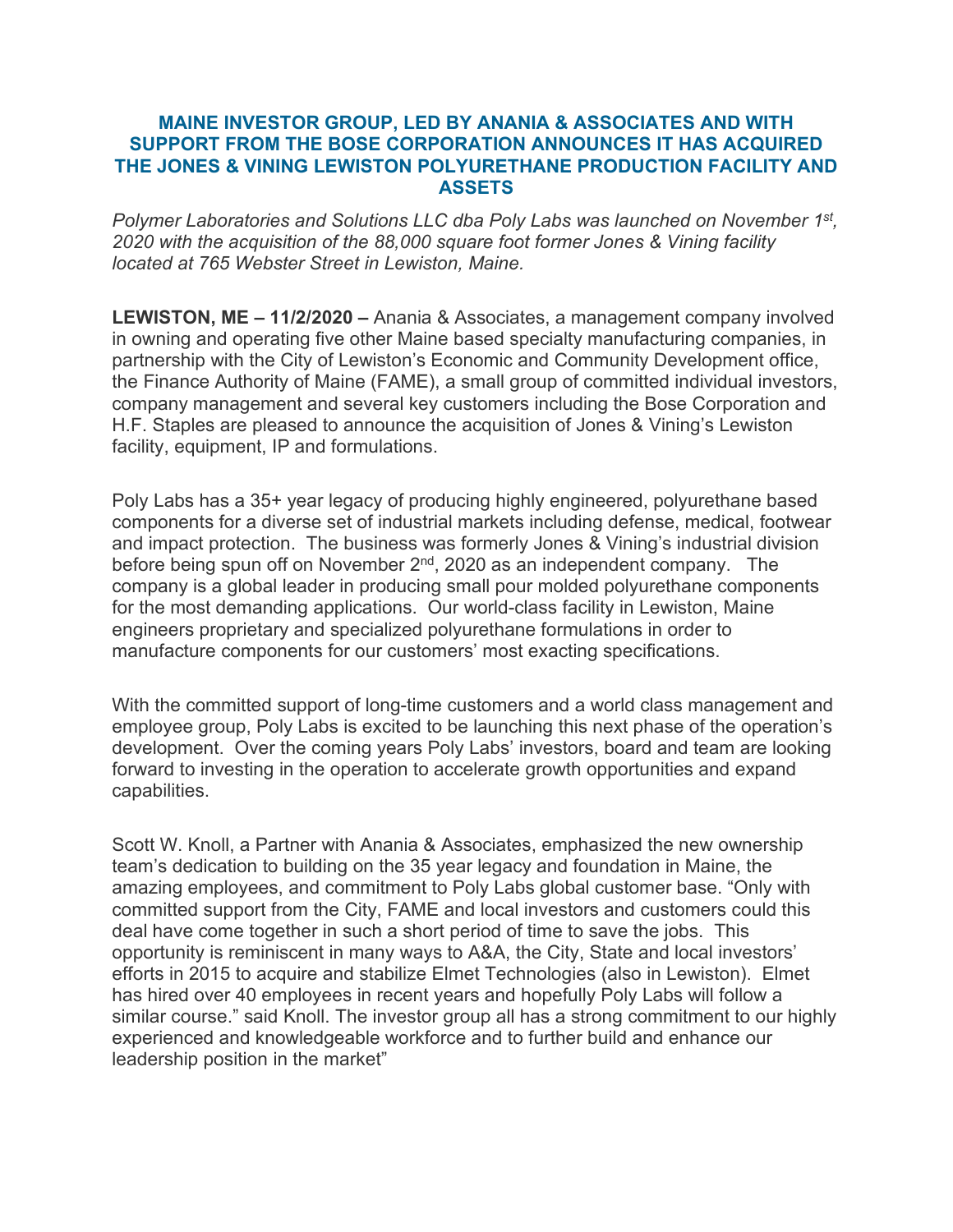# MAINE INVESTOR GROUP, LED BY ANANIA & ASSOCIATES AND WITH SUPPORT FROM THE BOSE CORPORATION ANNOUNCES IT HAS ACQUIRED THE JONES & VINING LEWISTON POLYURETHANE PRODUCTION FACILITY AND ASSETS

*Polymer Laboratories and Solutions LLC dba Poly Labs was launched on November 1st, 2020 with the acquisition of the 88,000 square foot former Jones & Vining facility located at 765 Webster Street in Lewiston, Maine.*

**LEWISTON, ME – 11/2/2020 –** Anania & Associates, a management company involved in owning and operating five other Maine based specialty manufacturing companies, in partnership with the City of Lewiston's Economic and Community Development office, the Finance Authority of Maine (FAME), a small group of committed individual investors, company management and several key customers including the Bose Corporation and H.F. Staples are pleased to announce the acquisition of Jones & Vining's Lewiston facility, equipment, IP and formulations.

Poly Labs has a 35+ year legacy of producing highly engineered, polyurethane based components for a diverse set of industrial markets including defense, medical, footwear and impact protection. The business was formerly Jones & Vining's industrial division before being spun off on November 2nd, 2020 as an independent company. The company is a global leader in producing small pour molded polyurethane components for the most demanding applications. Our world-class facility in Lewiston, Maine engineers proprietary and specialized polyurethane formulations in order to manufacture components for our customers' most exacting specifications.

With the committed support of long-time customers and a world class management and employee group, Poly Labs is excited to be launching this next phase of the operation's development. Over the coming years Poly Labs' investors, board and team are looking forward to investing in the operation to accelerate growth opportunities and expand capabilities.

Scott W. Knoll, a Partner with Anania & Associates, emphasized the new ownership team's dedication to building on the 35 year legacy and foundation in Maine, the amazing employees, and commitment to Poly Labs global customer base. "Only with committed support from the City, FAME and local investors and customers could this deal have come together in such a short period of time to save the jobs. This opportunity is reminiscent in many ways to A&A, the City, State and local investors' efforts in 2015 to acquire and stabilize Elmet Technologies (also in Lewiston). Elmet has hired over 40 employees in recent years and hopefully Poly Labs will follow a similar course." said Knoll. The investor group all has a strong commitment to our highly experienced and knowledgeable workforce and to further build and enhance our leadership position in the market"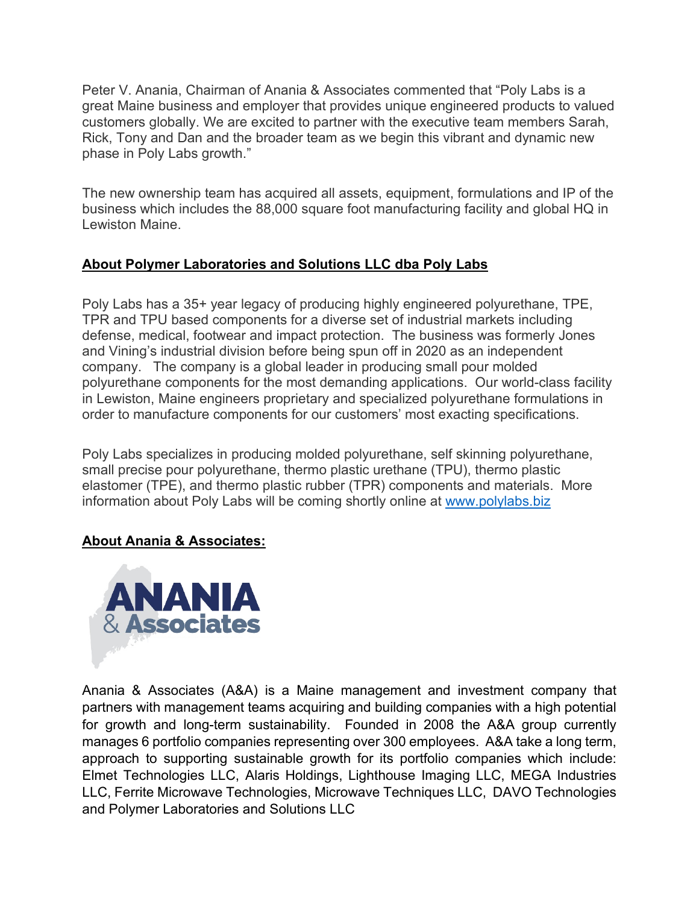Peter V. Anania, Chairman of Anania & Associates commented that "Poly Labs is a great Maine business and employer that provides unique engineered products to valued customers globally. We are excited to partner with the executive team members Sarah, Rick, Tony and Dan and the broader team as we begin this vibrant and dynamic new phase in Poly Labs growth."

The new ownership team has acquired all assets, equipment, formulations and IP of the business which includes the 88,000 square foot manufacturing facility and global HQ in Lewiston Maine.

## About Polymer Laboratories and Solutions LLC dba Poly Labs

Poly Labs has a 35+ year legacy of producing highly engineered polyurethane, TPE, TPR and TPU based components for a diverse set of industrial markets including defense, medical, footwear and impact protection. The business was formerly Jones and Vining's industrial division before being spun off in 2020 as an independent company. The company is a global leader in producing small pour molded polyurethane components for the most demanding applications. Our world-class facility in Lewiston, Maine engineers proprietary and specialized polyurethane formulations in order to manufacture components for our customers' most exacting specifications.

Poly Labs specializes in producing molded polyurethane, self skinning polyurethane, small precise pour polyurethane, thermo plastic urethane (TPU), thermo plastic elastomer (TPE), and thermo plastic rubber (TPR) components and materials. More information about Poly Labs will be coming shortly online at [www.polylabs.biz](http://www.polylabs.biz)

## About Anania & Associates:

ANANIA & Associates

Anania & Associates (A&A) is a Maine management and investment company that partners with management teams acquiring and building companies with a high potential for growth and long-term sustainability. Founded in 2008 the A&A group currently manages 6 portfolio companies representing over 300 employees. A&A take a long term, approach to supporting sustainable growth for its portfolio companies which include: Elmet Technologies LLC, Alaris Holdings, Lighthouse Imaging LLC, MEGA Industries LLC, Ferrite Microwave Technologies, Microwave Techniques LLC, DAVO Technologies and Polymer Laboratories and Solutions LLC